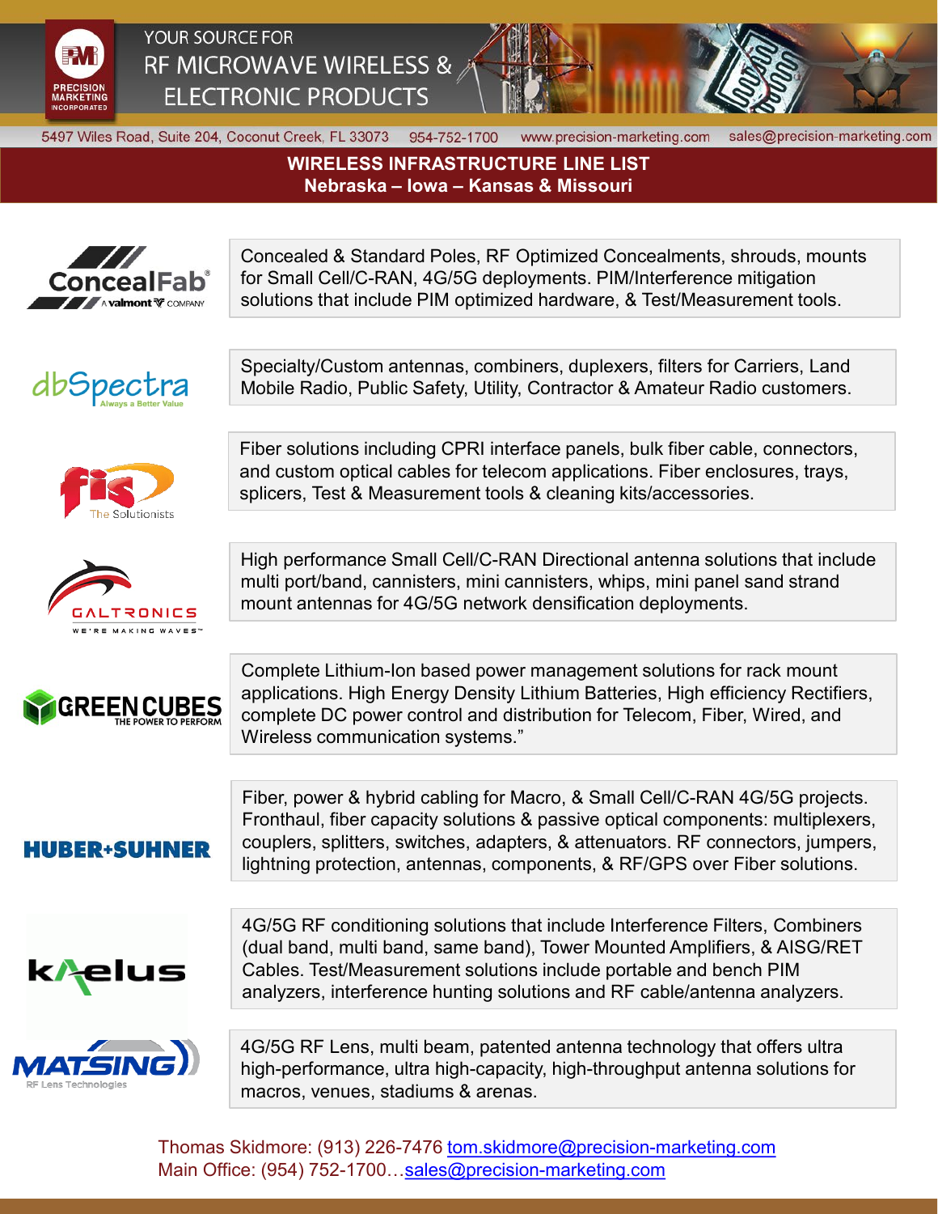PRECISION MARKETING INCORPORATED

YOUR SOURCE FOR
RF MICROWAVE WIRELESS & ELECTRONIC PRODUCTS

5497 Wiles Road, Suite 204, Coconut Creek, FL 33073 954-752-1700 www.precision-marketing.com sales@precision-marketing.com

# WIRELESS INFRASTRUCTURE LINE LIST
## Nebraska – Iowa – Kansas & Missouri

**ConcealFab** (A valmont COMPANY)

Concealed & Standard Poles, RF Optimized Concealments, shrouds, mounts for Small Cell/C-RAN, 4G/5G deployments. PIM/Interference mitigation solutions that include PIM optimized hardware, & Test/Measurement tools.

**dbSpectra** (Always a Better Value)

Specialty/Custom antennas, combiners, duplexers, filters for Carriers, Land Mobile Radio, Public Safety, Utility, Contractor & Amateur Radio customers.

**fis** (The Solutionists)

Fiber solutions including CPRI interface panels, bulk fiber cable, connectors, and custom optical cables for telecom applications. Fiber enclosures, trays, splicers, Test & Measurement tools & cleaning kits/accessories.

**GALTRONICS** (WE'RE MAKING WAVES™)

High performance Small Cell/C-RAN Directional antenna solutions that include multi port/band, cannisters, mini cannisters, whips, mini panel sand strand mount antennas for 4G/5G network densification deployments.

**GREEN CUBES** (THE POWER TO PERFORM)

Complete Lithium-Ion based power management solutions for rack mount applications. High Energy Density Lithium Batteries, High efficiency Rectifiers, complete DC power control and distribution for Telecom, Fiber, Wired, and Wireless communication systems."

**HUBER+SUHNER**

Fiber, power & hybrid cabling for Macro, & Small Cell/C-RAN 4G/5G projects. Fronthaul, fiber capacity solutions & passive optical components: multiplexers, couplers, splitters, switches, adapters, & attenuators. RF connectors, jumpers, lightning protection, antennas, components, & RF/GPS over Fiber solutions.

**kaelus**

4G/5G RF conditioning solutions that include Interference Filters, Combiners (dual band, multi band, same band), Tower Mounted Amplifiers, & AISG/RET Cables. Test/Measurement solutions include portable and bench PIM analyzers, interference hunting solutions and RF cable/antenna analyzers.

**MATSING** (RF Lens Technologies)

4G/5G RF Lens, multi beam, patented antenna technology that offers ultra high-performance, ultra high-capacity, high-throughput antenna solutions for macros, venues, stadiums & arenas.

Thomas Skidmore: (913) 226-7476 tom.skidmore@precision-marketing.com
Main Office: (954) 752-1700…sales@precision-marketing.com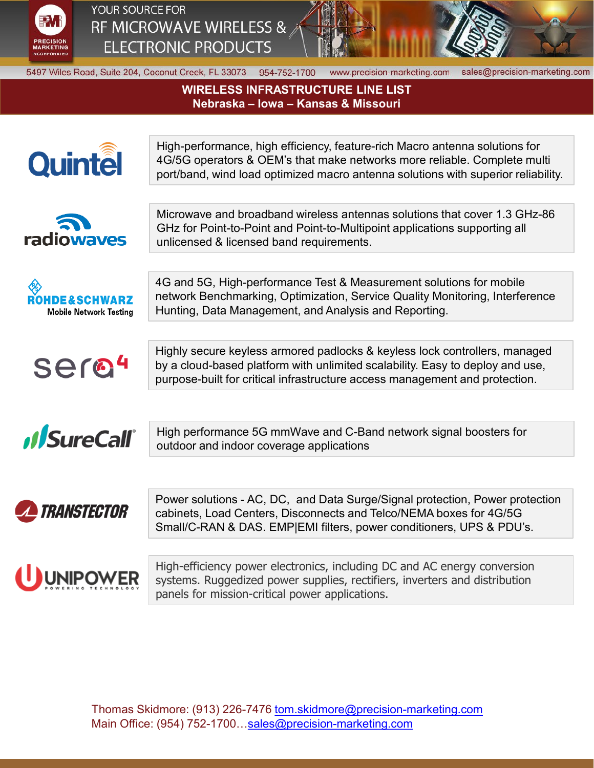YOUR SOURCE FOR
RF MICROWAVE WIRELESS & ELECTRONIC PRODUCTS

5497 Wiles Road, Suite 204, Coconut Creek, FL 33073 954-752-1700 www.precision-marketing.com sales@precision-marketing.com

# WIRELESS INFRASTRUCTURE LINE LIST
## Nebraska – Iowa – Kansas & Missouri

| | |
|---|---|
| Quintel | High-performance, high efficiency, feature-rich Macro antenna solutions for 4G/5G operators & OEM's that make networks more reliable. Complete multi port/band, wind load optimized macro antenna solutions with superior reliability. |
| radiowaves | Microwave and broadband wireless antennas solutions that cover 1.3 GHz-86 GHz for Point-to-Point and Point-to-Multipoint applications supporting all unlicensed & licensed band requirements. |
| ROHDE&SCHWARZ Mobile Network Testing | 4G and 5G, High-performance Test & Measurement solutions for mobile network Benchmarking, Optimization, Service Quality Monitoring, Interference Hunting, Data Management, and Analysis and Reporting. |
| sera4 | Highly secure keyless armored padlocks & keyless lock controllers, managed by a cloud-based platform with unlimited scalability. Easy to deploy and use, purpose-built for critical infrastructure access management and protection. |
| SureCall | High performance 5G mmWave and C-Band network signal boosters for outdoor and indoor coverage applications |
| TRANSTECTOR | Power solutions - AC, DC, and Data Surge/Signal protection, Power protection cabinets, Load Centers, Disconnects and Telco/NEMA boxes for 4G/5G Small/C-RAN & DAS. EMP\|EMI filters, power conditioners, UPS & PDU's. |
| UNIPOWER | High-efficiency power electronics, including DC and AC energy conversion systems. Ruggedized power supplies, rectifiers, inverters and distribution panels for mission-critical power applications. |

Thomas Skidmore: (913) 226-7476 tom.skidmore@precision-marketing.com
Main Office: (954) 752-1700…sales@precision-marketing.com